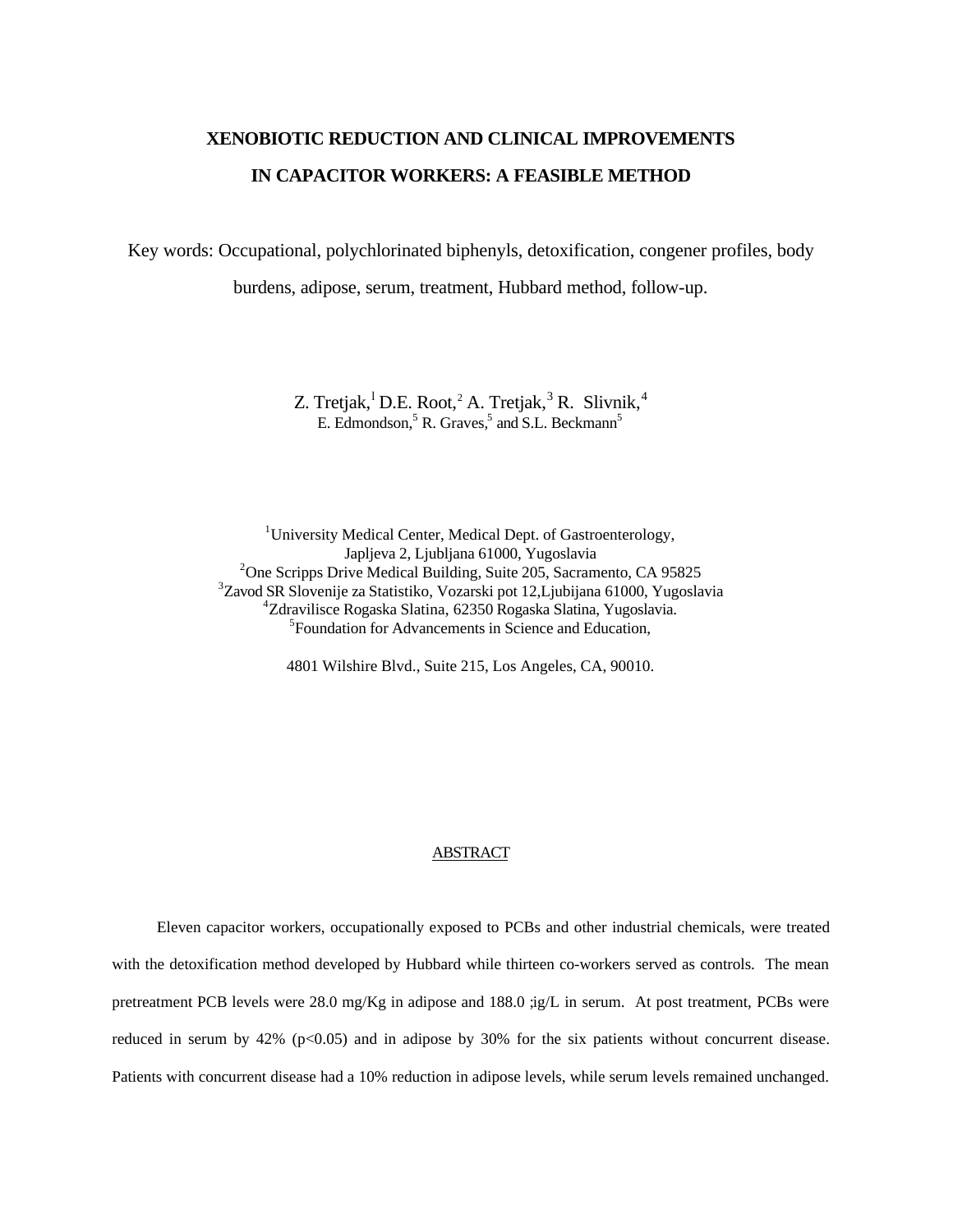# XENOBIOTIC REDUCTION AND CLINICAL IMPROVEMENTS IN CAPACITOR WORKERS: A FEASIBLE METHOD

Key words: Occupational, polychlorinated biphenyls, detoxification, congener profiles, body burdens, adipose, serum, treatment, Hubbard method, follow-up.

Z. Tretjak,[1] D.E. Root,[2] A. Tretjak,[3] R. Slivnik,[4]
E. Edmondson,[5] R. Graves,[5] and S.L. Beckmann[5]

[1]University Medical Center, Medical Dept. of Gastroenterology, Japljeva 2, Ljubljana 61000, Yugoslavia
[2]One Scripps Drive Medical Building, Suite 205, Sacramento, CA 95825
[3]Zavod SR Slovenije za Statistiko, Vozarski pot 12,Ljubijana 61000, Yugoslavia
[4]Zdravilisce Rogaska Slatina, 62350 Rogaska Slatina, Yugoslavia.
[5]Foundation for Advancements in Science and Education,

4801 Wilshire Blvd., Suite 215, Los Angeles, CA, 90010.

## ABSTRACT

Eleven capacitor workers, occupationally exposed to PCBs and other industrial chemicals, were treated with the detoxification method developed by Hubbard while thirteen co-workers served as controls. The mean pretreatment PCB levels were 28.0 mg/Kg in adipose and 188.0 ;ig/L in serum. At post treatment, PCBs were reduced in serum by 42% ($p<0.05$) and in adipose by 30% for the six patients without concurrent disease. Patients with concurrent disease had a 10% reduction in adipose levels, while serum levels remained unchanged.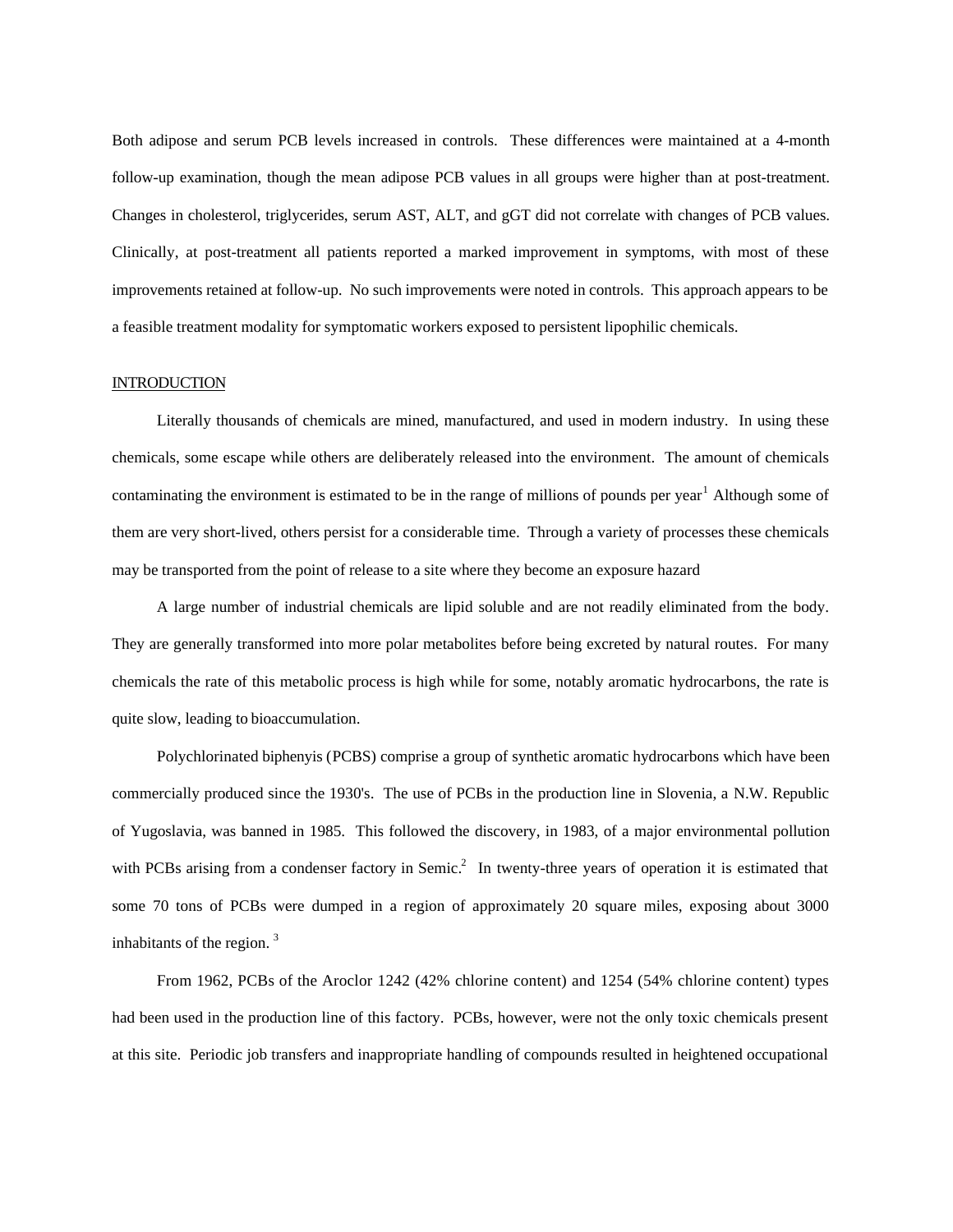Both adipose and serum PCB levels increased in controls. These differences were maintained at a 4-month follow-up examination, though the mean adipose PCB values in all groups were higher than at post-treatment. Changes in cholesterol, triglycerides, serum AST, ALT, and gGT did not correlate with changes of PCB values. Clinically, at post-treatment all patients reported a marked improvement in symptoms, with most of these improvements retained at follow-up. No such improvements were noted in controls. This approach appears to be a feasible treatment modality for symptomatic workers exposed to persistent lipophilic chemicals.

## INTRODUCTION

Literally thousands of chemicals are mined, manufactured, and used in modern industry. In using these chemicals, some escape while others are deliberately released into the environment. The amount of chemicals contaminating the environment is estimated to be in the range of millions of pounds per year[1] Although some of them are very short-lived, others persist for a considerable time. Through a variety of processes these chemicals may be transported from the point of release to a site where they become an exposure hazard

A large number of industrial chemicals are lipid soluble and are not readily eliminated from the body. They are generally transformed into more polar metabolites before being excreted by natural routes. For many chemicals the rate of this metabolic process is high while for some, notably aromatic hydrocarbons, the rate is quite slow, leading to bioaccumulation.

Polychlorinated biphenyis (PCBS) comprise a group of synthetic aromatic hydrocarbons which have been commercially produced since the 1930's. The use of PCBs in the production line in Slovenia, a N.W. Republic of Yugoslavia, was banned in 1985. This followed the discovery, in 1983, of a major environmental pollution with PCBs arising from a condenser factory in Semic.[2] In twenty-three years of operation it is estimated that some 70 tons of PCBs were dumped in a region of approximately 20 square miles, exposing about 3000 inhabitants of the region. [3]

From 1962, PCBs of the Aroclor 1242 (42% chlorine content) and 1254 (54% chlorine content) types had been used in the production line of this factory. PCBs, however, were not the only toxic chemicals present at this site. Periodic job transfers and inappropriate handling of compounds resulted in heightened occupational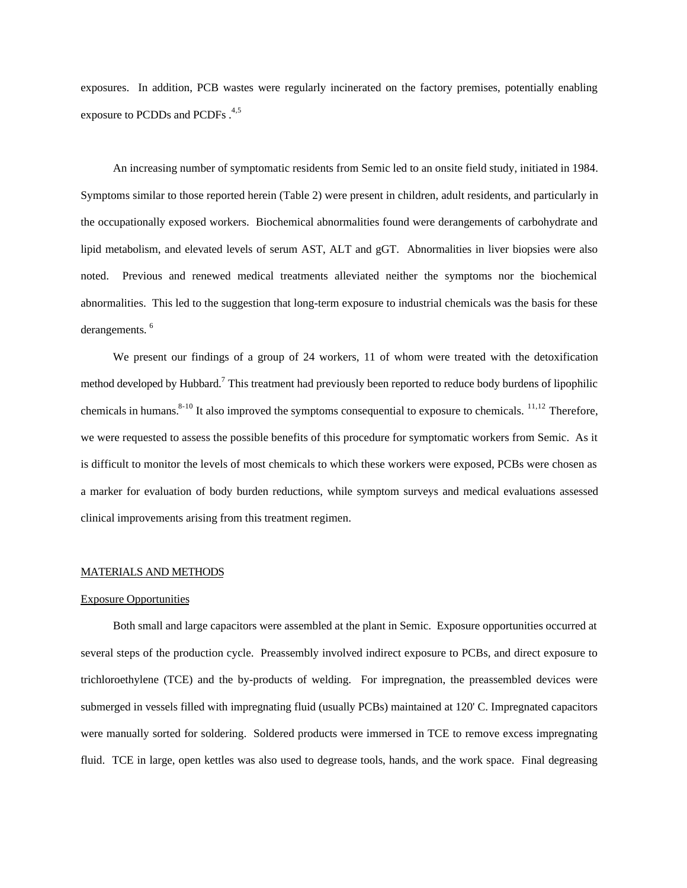exposures. In addition, PCB wastes were regularly incinerated on the factory premises, potentially enabling exposure to PCDDs and PCDFs .[4,5]

An increasing number of symptomatic residents from Semic led to an onsite field study, initiated in 1984. Symptoms similar to those reported herein (Table 2) were present in children, adult residents, and particularly in the occupationally exposed workers. Biochemical abnormalities found were derangements of carbohydrate and lipid metabolism, and elevated levels of serum AST, ALT and gGT. Abnormalities in liver biopsies were also noted. Previous and renewed medical treatments alleviated neither the symptoms nor the biochemical abnormalities. This led to the suggestion that long-term exposure to industrial chemicals was the basis for these derangements. [6]

We present our findings of a group of 24 workers, 11 of whom were treated with the detoxification method developed by Hubbard.[7] This treatment had previously been reported to reduce body burdens of lipophilic chemicals in humans.[8-10] It also improved the symptoms consequential to exposure to chemicals. [11,12] Therefore, we were requested to assess the possible benefits of this procedure for symptomatic workers from Semic. As it is difficult to monitor the levels of most chemicals to which these workers were exposed, PCBs were chosen as a marker for evaluation of body burden reductions, while symptom surveys and medical evaluations assessed clinical improvements arising from this treatment regimen.

## MATERIALS AND METHODS

### Exposure Opportunities

Both small and large capacitors were assembled at the plant in Semic. Exposure opportunities occurred at several steps of the production cycle. Preassembly involved indirect exposure to PCBs, and direct exposure to trichloroethylene (TCE) and the by-products of welding. For impregnation, the preassembled devices were submerged in vessels filled with impregnating fluid (usually PCBs) maintained at 120' C. Impregnated capacitors were manually sorted for soldering. Soldered products were immersed in TCE to remove excess impregnating fluid. TCE in large, open kettles was also used to degrease tools, hands, and the work space. Final degreasing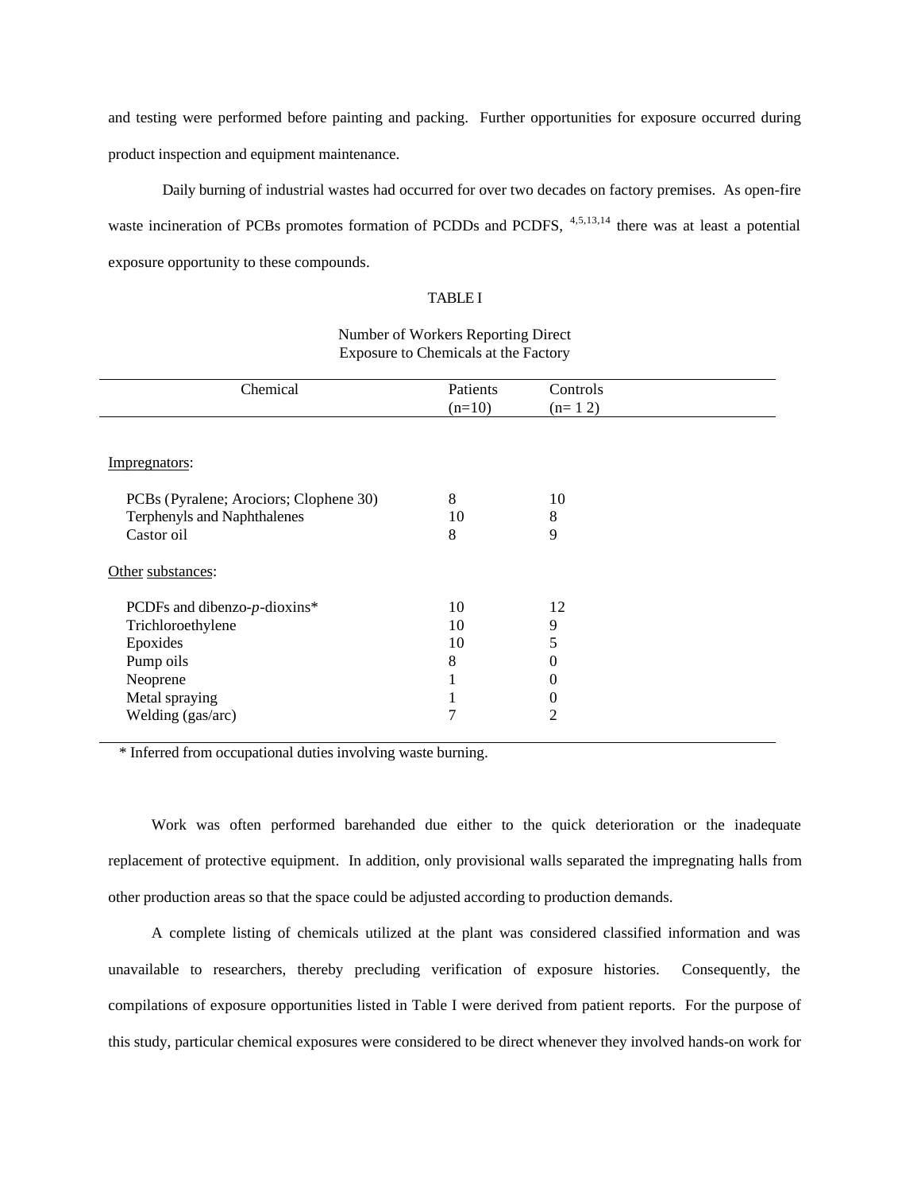and testing were performed before painting and packing. Further opportunities for exposure occurred during product inspection and equipment maintenance.

Daily burning of industrial wastes had occurred for over two decades on factory premises. As open-fire waste incineration of PCBs promotes formation of PCDDs and PCDFS, [4,5,13,14] there was at least a potential exposure opportunity to these compounds.

TABLE I

Number of Workers Reporting Direct Exposure to Chemicals at the Factory

| Chemical | Patients (n=10) | Controls (n= 1 2) |
|---|---|---|
| Impregnators: | | |
| PCBs (Pyralene; Arociors; Clophene 30) | 8 | 10 |
| Terphenyls and Naphthalenes | 10 | 8 |
| Castor oil | 8 | 9 |
| Other substances: | | |
| PCDFs and dibenzo-*p*-dioxins* | 10 | 12 |
| Trichloroethylene | 10 | 9 |
| Epoxides | 10 | 5 |
| Pump oils | 8 | 0 |
| Neoprene | 1 | 0 |
| Metal spraying | 1 | 0 |
| Welding (gas/arc) | 7 | 2 |

\* Inferred from occupational duties involving waste burning.

Work was often performed barehanded due either to the quick deterioration or the inadequate replacement of protective equipment. In addition, only provisional walls separated the impregnating halls from other production areas so that the space could be adjusted according to production demands.

A complete listing of chemicals utilized at the plant was considered classified information and was unavailable to researchers, thereby precluding verification of exposure histories. Consequently, the compilations of exposure opportunities listed in Table I were derived from patient reports. For the purpose of this study, particular chemical exposures were considered to be direct whenever they involved hands-on work for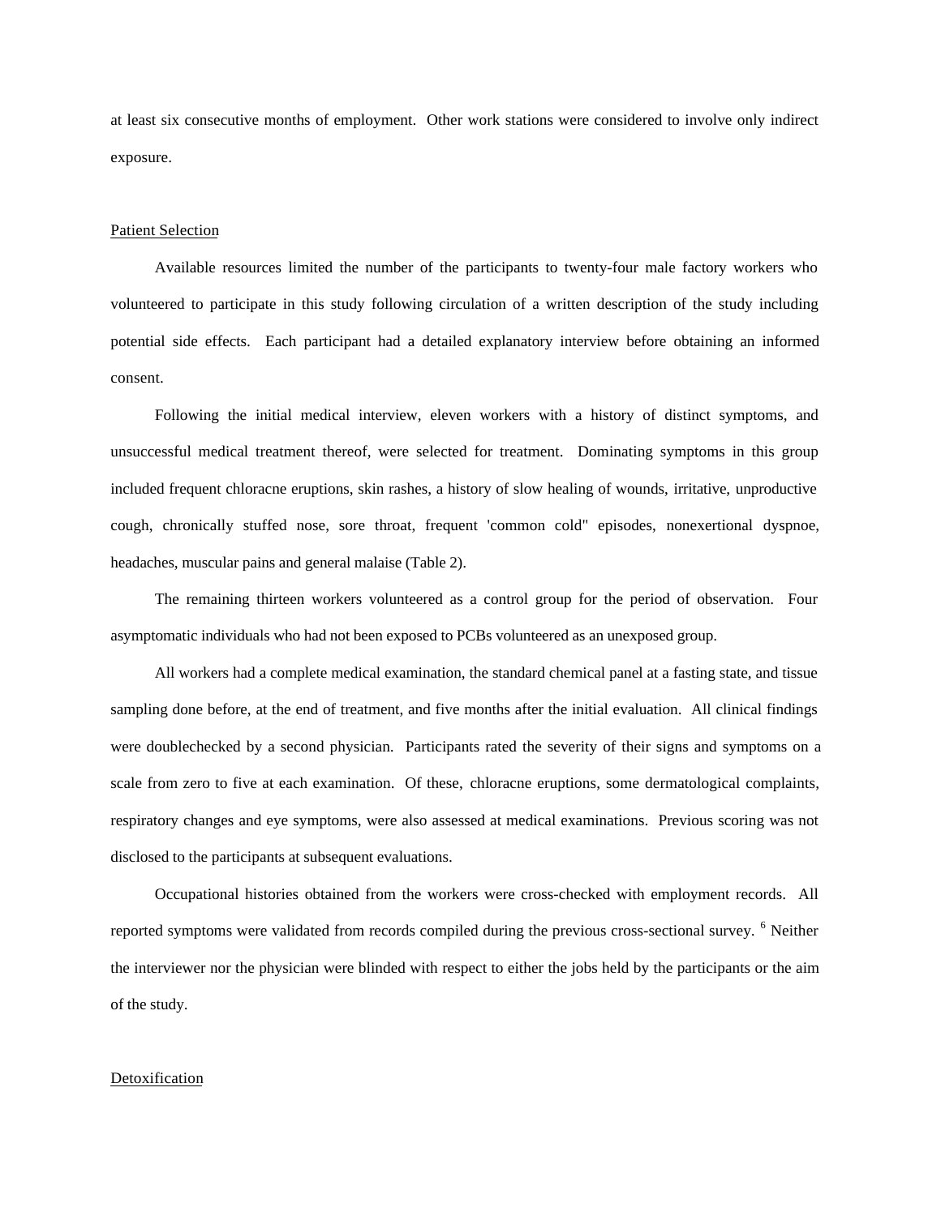at least six consecutive months of employment. Other work stations were considered to involve only indirect exposure.

## Patient Selection

Available resources limited the number of the participants to twenty-four male factory workers who volunteered to participate in this study following circulation of a written description of the study including potential side effects. Each participant had a detailed explanatory interview before obtaining an informed consent.

Following the initial medical interview, eleven workers with a history of distinct symptoms, and unsuccessful medical treatment thereof, were selected for treatment. Dominating symptoms in this group included frequent chloracne eruptions, skin rashes, a history of slow healing of wounds, irritative, unproductive cough, chronically stuffed nose, sore throat, frequent 'common cold" episodes, nonexertional dyspnoe, headaches, muscular pains and general malaise (Table 2).

The remaining thirteen workers volunteered as a control group for the period of observation. Four asymptomatic individuals who had not been exposed to PCBs volunteered as an unexposed group.

All workers had a complete medical examination, the standard chemical panel at a fasting state, and tissue sampling done before, at the end of treatment, and five months after the initial evaluation. All clinical findings were doublechecked by a second physician. Participants rated the severity of their signs and symptoms on a scale from zero to five at each examination. Of these, chloracne eruptions, some dermatological complaints, respiratory changes and eye symptoms, were also assessed at medical examinations. Previous scoring was not disclosed to the participants at subsequent evaluations.

Occupational histories obtained from the workers were cross-checked with employment records. All reported symptoms were validated from records compiled during the previous cross-sectional survey. [6] Neither the interviewer nor the physician were blinded with respect to either the jobs held by the participants or the aim of the study.

## Detoxification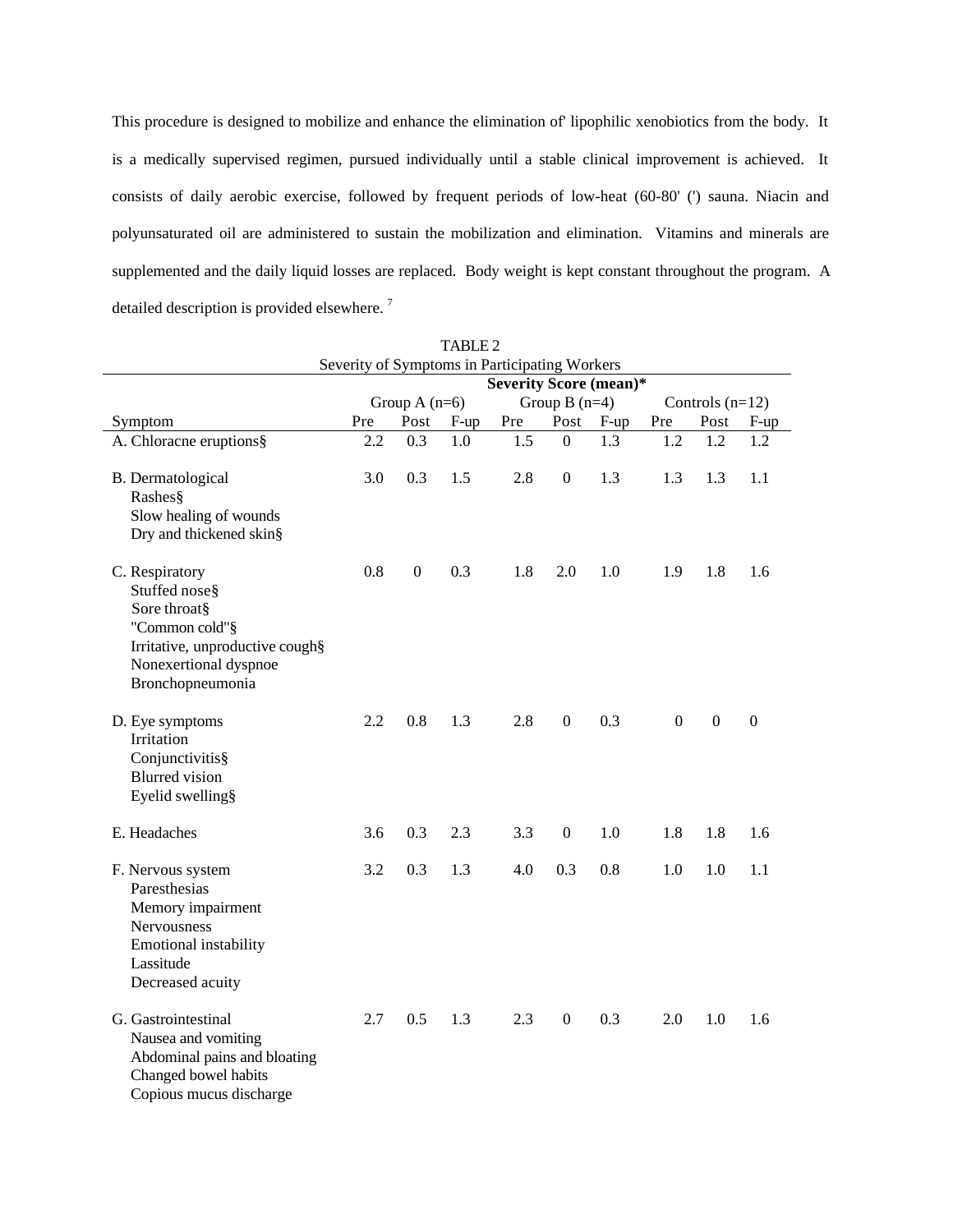This procedure is designed to mobilize and enhance the elimination of' lipophilic xenobiotics from the body. It is a medically supervised regimen, pursued individually until a stable clinical improvement is achieved. It consists of daily aerobic exercise, followed by frequent periods of low-heat (60-80' (') sauna. Niacin and polyunsaturated oil are administered to sustain the mobilization and elimination. Vitamins and minerals are supplemented and the daily liquid losses are replaced. Body weight is kept constant throughout the program. A detailed description is provided elsewhere. [7]

TABLE 2
Severity of Symptoms in Participating Workers

| | **Severity Score (mean)*** | | | | | | | | |
|---|---|---|---|---|---|---|---|---|---|
| | Group A (n=6) | | | Group B (n=4) | | | Controls (n=12) | | |
| Symptom | Pre | Post | F-up | Pre | Post | F-up | Pre | Post | F-up |
| A. Chloracne eruptions§ | 2.2 | 0.3 | 1.0 | 1.5 | 0 | 1.3 | 1.2 | 1.2 | 1.2 |
| B. Dermatological<br>Rashes§<br>Slow healing of wounds<br>Dry and thickened skin§ | 3.0 | 0.3 | 1.5 | 2.8 | 0 | 1.3 | 1.3 | 1.3 | 1.1 |
| C. Respiratory<br>Stuffed nose§<br>Sore throat§<br>"Common cold"§<br>Irritative, unproductive cough§<br>Nonexertional dyspnoe<br>Bronchopneumonia | 0.8 | 0 | 0.3 | 1.8 | 2.0 | 1.0 | 1.9 | 1.8 | 1.6 |
| D. Eye symptoms<br>Irritation<br>Conjunctivitis§<br>Blurred vision<br>Eyelid swelling§ | 2.2 | 0.8 | 1.3 | 2.8 | 0 | 0.3 | 0 | 0 | 0 |
| E. Headaches | 3.6 | 0.3 | 2.3 | 3.3 | 0 | 1.0 | 1.8 | 1.8 | 1.6 |
| F. Nervous system<br>Paresthesias<br>Memory impairment<br>Nervousness<br>Emotional instability<br>Lassitude<br>Decreased acuity | 3.2 | 0.3 | 1.3 | 4.0 | 0.3 | 0.8 | 1.0 | 1.0 | 1.1 |
| G. Gastrointestinal<br>Nausea and vomiting<br>Abdominal pains and bloating<br>Changed bowel habits<br>Copious mucus discharge | 2.7 | 0.5 | 1.3 | 2.3 | 0 | 0.3 | 2.0 | 1.0 | 1.6 |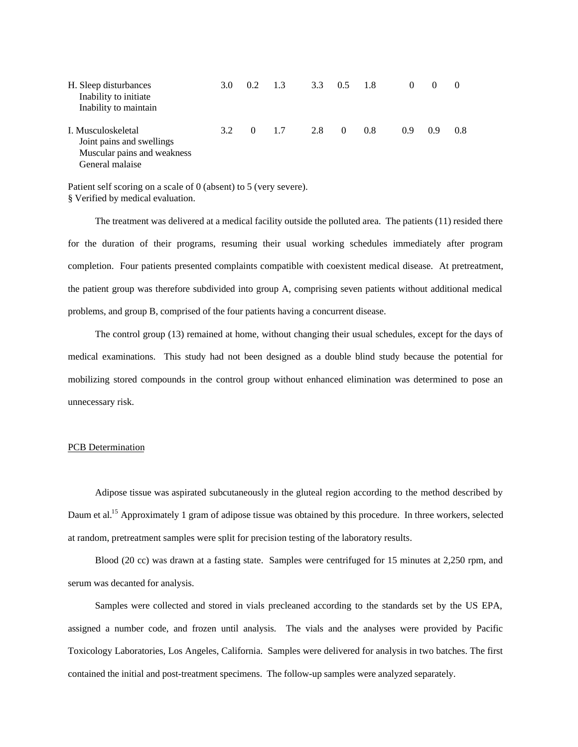| | | | | | | | | | |
|---|---|---|---|---|---|---|---|---|---|
| H. Sleep disturbances<br>Inability to initiate<br>Inability to maintain | 3.0 | 0.2 | 1.3 | 3.3 | 0.5 | 1.8 | 0 | 0 | 0 |
| I. Musculoskeletal<br>Joint pains and swellings<br>Muscular pains and weakness<br>General malaise | 3.2 | 0 | 1.7 | 2.8 | 0 | 0.8 | 0.9 | 0.9 | 0.8 |

Patient self scoring on a scale of 0 (absent) to 5 (very severe).
§ Verified by medical evaluation.

The treatment was delivered at a medical facility outside the polluted area. The patients (11) resided there for the duration of their programs, resuming their usual working schedules immediately after program completion. Four patients presented complaints compatible with coexistent medical disease. At pretreatment, the patient group was therefore subdivided into group A, comprising seven patients without additional medical problems, and group B, comprised of the four patients having a concurrent disease.

The control group (13) remained at home, without changing their usual schedules, except for the days of medical examinations. This study had not been designed as a double blind study because the potential for mobilizing stored compounds in the control group without enhanced elimination was determined to pose an unnecessary risk.

## PCB Determination

Adipose tissue was aspirated subcutaneously in the gluteal region according to the method described by Daum et al.[15] Approximately 1 gram of adipose tissue was obtained by this procedure. In three workers, selected at random, pretreatment samples were split for precision testing of the laboratory results.

Blood (20 cc) was drawn at a fasting state. Samples were centrifuged for 15 minutes at 2,250 rpm, and serum was decanted for analysis.

Samples were collected and stored in vials precleaned according to the standards set by the US EPA, assigned a number code, and frozen until analysis. The vials and the analyses were provided by Pacific Toxicology Laboratories, Los Angeles, California. Samples were delivered for analysis in two batches. The first contained the initial and post-treatment specimens. The follow-up samples were analyzed separately.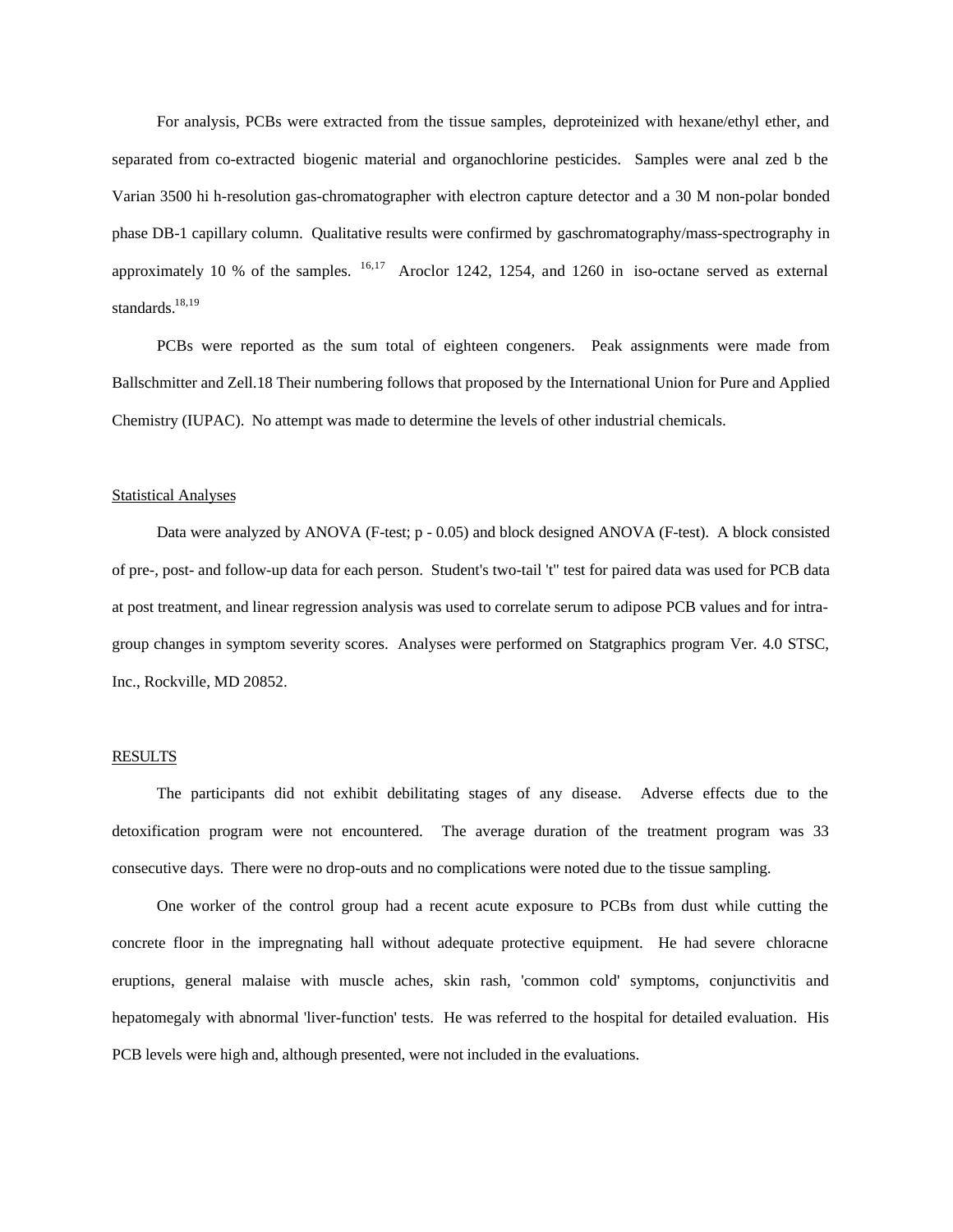For analysis, PCBs were extracted from the tissue samples, deproteinized with hexane/ethyl ether, and separated from co-extracted biogenic material and organochlorine pesticides. Samples were anal zed b the Varian 3500 hi h-resolution gas-chromatographer with electron capture detector and a 30 M non-polar bonded phase DB-1 capillary column. Qualitative results were confirmed by gaschromatography/mass-spectrography in approximately 10 % of the samples. [16,17] Aroclor 1242, 1254, and 1260 in iso-octane served as external standards.[18,19]

PCBs were reported as the sum total of eighteen congeners. Peak assignments were made from Ballschmitter and Zell.18 Their numbering follows that proposed by the International Union for Pure and Applied Chemistry (IUPAC). No attempt was made to determine the levels of other industrial chemicals.

## Statistical Analyses

Data were analyzed by ANOVA (F-test; p - 0.05) and block designed ANOVA (F-test). A block consisted of pre-, post- and follow-up data for each person. Student's two-tail 't" test for paired data was used for PCB data at post treatment, and linear regression analysis was used to correlate serum to adipose PCB values and for intra-group changes in symptom severity scores. Analyses were performed on Statgraphics program Ver. 4.0 STSC, Inc., Rockville, MD 20852.

## RESULTS

The participants did not exhibit debilitating stages of any disease. Adverse effects due to the detoxification program were not encountered. The average duration of the treatment program was 33 consecutive days. There were no drop-outs and no complications were noted due to the tissue sampling.

One worker of the control group had a recent acute exposure to PCBs from dust while cutting the concrete floor in the impregnating hall without adequate protective equipment. He had severe chloracne eruptions, general malaise with muscle aches, skin rash, 'common cold' symptoms, conjunctivitis and hepatomegaly with abnormal 'liver-function' tests. He was referred to the hospital for detailed evaluation. His PCB levels were high and, although presented, were not included in the evaluations.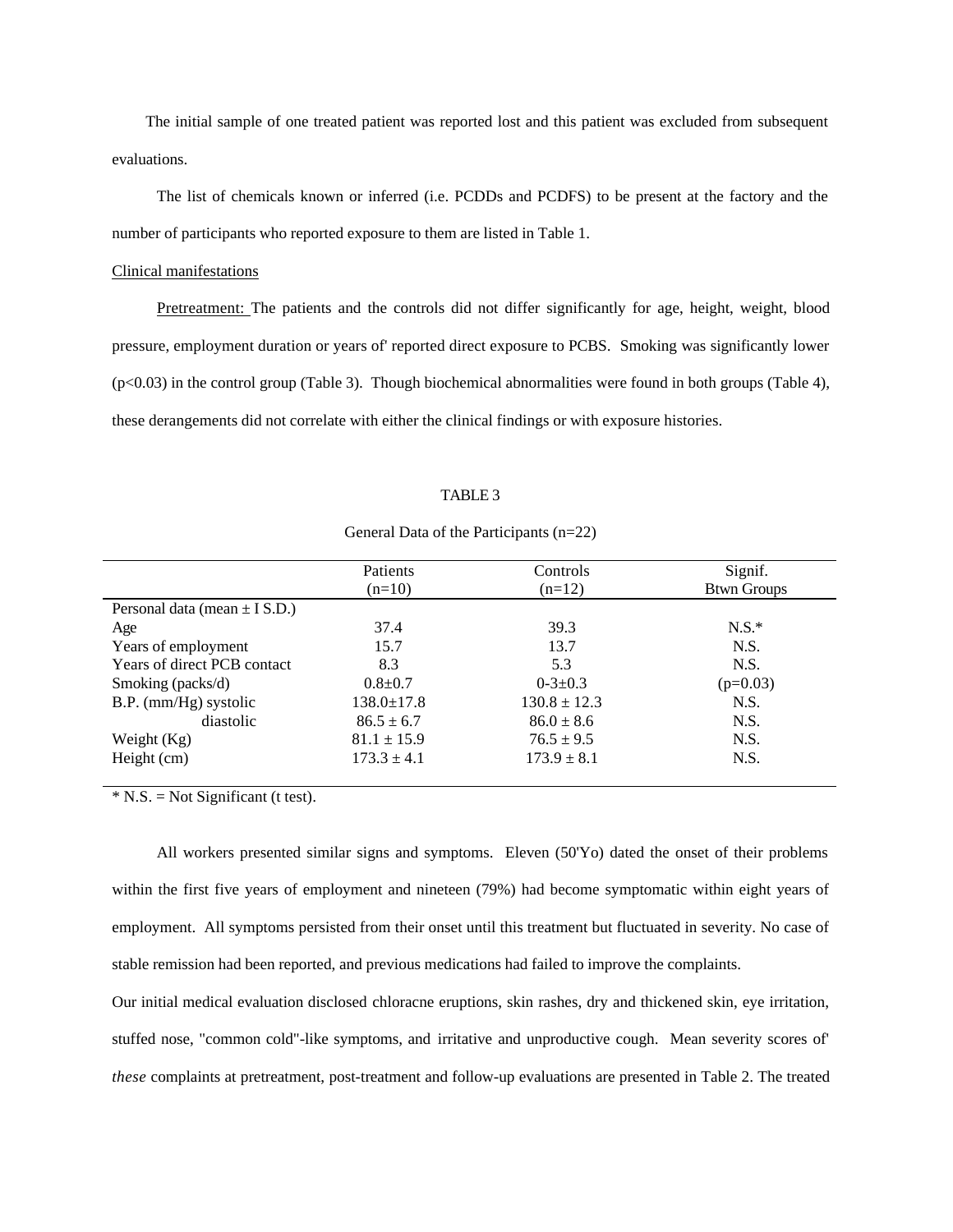The initial sample of one treated patient was reported lost and this patient was excluded from subsequent evaluations.

The list of chemicals known or inferred (i.e. PCDDs and PCDFS) to be present at the factory and the number of participants who reported exposure to them are listed in Table 1.

Clinical manifestations

Pretreatment: The patients and the controls did not differ significantly for age, height, weight, blood pressure, employment duration or years of' reported direct exposure to PCBS. Smoking was significantly lower (p<0.03) in the control group (Table 3). Though biochemical abnormalities were found in both groups (Table 4), these derangements did not correlate with either the clinical findings or with exposure histories.

TABLE 3

General Data of the Participants (n=22)

| | Patients (n=10) | Controls (n=12) | Signif. Btwn Groups |
|---|---|---|---|
| Personal data (mean ± I S.D.) | | | |
| Age | 37.4 | 39.3 | N.S.* |
| Years of employment | 15.7 | 13.7 | N.S. |
| Years of direct PCB contact | 8.3 | 5.3 | N.S. |
| Smoking (packs/d) | 0.8±0.7 | 0-3±0.3 | (p=0.03) |
| B.P. (mm/Hg) systolic | 138.0±17.8 | 130.8 ± 12.3 | N.S. |
| diastolic | 86.5 ± 6.7 | 86.0 ± 8.6 | N.S. |
| Weight (Kg) | 81.1 ± 15.9 | 76.5 ± 9.5 | N.S. |
| Height (cm) | 173.3 ± 4.1 | 173.9 ± 8.1 | N.S. |

* N.S. = Not Significant (t test).

All workers presented similar signs and symptoms. Eleven (50'Yo) dated the onset of their problems within the first five years of employment and nineteen (79%) had become symptomatic within eight years of employment. All symptoms persisted from their onset until this treatment but fluctuated in severity. No case of stable remission had been reported, and previous medications had failed to improve the complaints.

Our initial medical evaluation disclosed chloracne eruptions, skin rashes, dry and thickened skin, eye irritation, stuffed nose, "common cold"-like symptoms, and irritative and unproductive cough. Mean severity scores of' *these* complaints at pretreatment, post-treatment and follow-up evaluations are presented in Table 2. The treated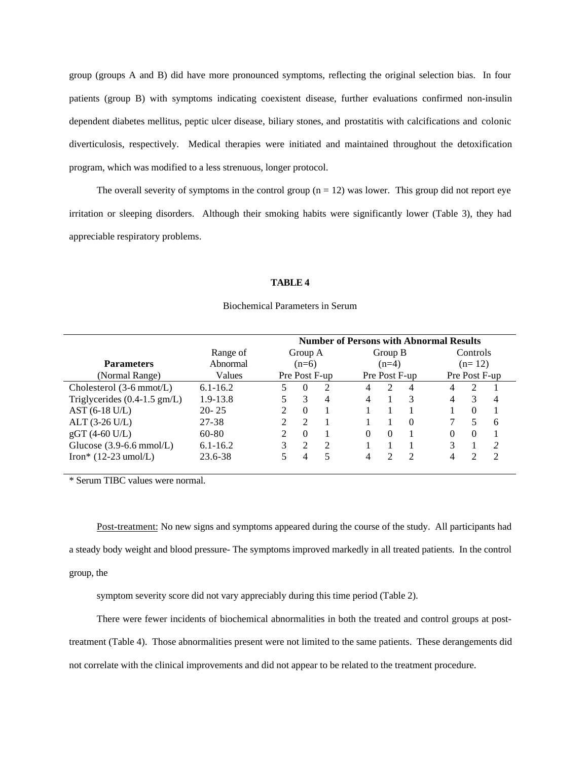group (groups A and B) did have more pronounced symptoms, reflecting the original selection bias. In four patients (group B) with symptoms indicating coexistent disease, further evaluations confirmed non-insulin dependent diabetes mellitus, peptic ulcer disease, biliary stones, and prostatitis with calcifications and colonic diverticulosis, respectively. Medical therapies were initiated and maintained throughout the detoxification program, which was modified to a less strenuous, longer protocol.

The overall severity of symptoms in the control group (n = 12) was lower. This group did not report eye irritation or sleeping disorders. Although their smoking habits were significantly lower (Table 3), they had appreciable respiratory problems.

**TABLE 4**

Biochemical Parameters in Serum

| **Parameters** (Normal Range) | Range of Abnormal Values | **Number of Persons with Abnormal Results** Group A (n=6) Pre | Post | F-up | Group B (n=4) Pre | Post | F-up | Controls (n= 12) Pre | Post | F-up |
|---|---|---|---|---|---|---|---|---|---|---|
| Cholesterol (3-6 mmot/L) | 6.1-16.2 | 5 | 0 | 2 | 4 | 2 | 4 | 4 | 2 | 1 |
| Triglycerides (0.4-1.5 gm/L) | 1.9-13.8 | 5 | 3 | 4 | 4 | 1 | 3 | 4 | 3 | 4 |
| AST (6-18 U/L) | 20- 25 | 2 | 0 | 1 | 1 | 1 | 1 | 1 | 0 | 1 |
| ALT (3-26 U/L) | 27-38 | 2 | 2 | 1 | 1 | 1 | 0 | 7 | 5 | 6 |
| gGT (4-60 U/L) | 60-80 | 2 | 0 | 1 | 0 | 0 | 1 | 0 | 0 | 1 |
| Glucose (3.9-6.6 mmol/L) | 6.1-16.2 | 3 | 2 | 2 | 1 | 1 | 1 | 3 | 1 | *2* |
| Iron* (12-23 umol/L) | 23.6-38 | 5 | 4 | 5 | 4 | 2 | 2 | 4 | 2 | 2 |

* Serum TIBC values were normal.

Post-treatment: No new signs and symptoms appeared during the course of the study. All participants had a steady body weight and blood pressure- The symptoms improved markedly in all treated patients. In the control group, the

symptom severity score did not vary appreciably during this time period (Table 2).

There were fewer incidents of biochemical abnormalities in both the treated and control groups at post-treatment (Table 4). Those abnormalities present were not limited to the same patients. These derangements did not correlate with the clinical improvements and did not appear to be related to the treatment procedure.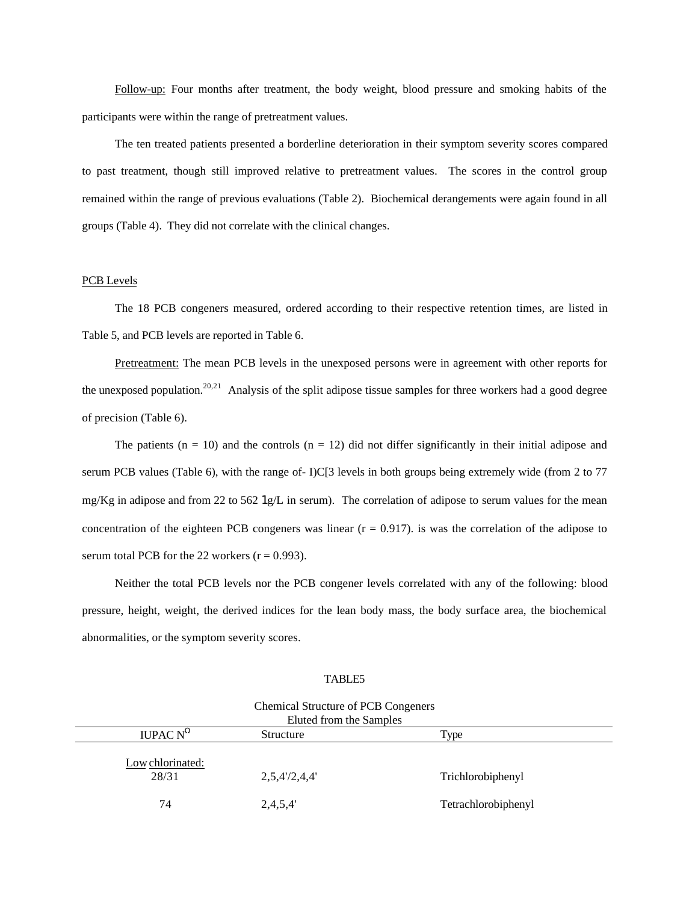Follow-up: Four months after treatment, the body weight, blood pressure and smoking habits of the participants were within the range of pretreatment values.

The ten treated patients presented a borderline deterioration in their symptom severity scores compared to past treatment, though still improved relative to pretreatment values. The scores in the control group remained within the range of previous evaluations (Table 2). Biochemical derangements were again found in all groups (Table 4). They did not correlate with the clinical changes.

## PCB Levels

The 18 PCB congeners measured, ordered according to their respective retention times, are listed in Table 5, and PCB levels are reported in Table 6.

Pretreatment: The mean PCB levels in the unexposed persons were in agreement with other reports for the unexposed population.[20,21] Analysis of the split adipose tissue samples for three workers had a good degree of precision (Table 6).

The patients (n = 10) and the controls (n = 12) did not differ significantly in their initial adipose and serum PCB values (Table 6), with the range of- I)C[3 levels in both groups being extremely wide (from 2 to 77 mg/Kg in adipose and from 22 to 562 1g/L in serum). The correlation of adipose to serum values for the mean concentration of the eighteen PCB congeners was linear (r = 0.917). is was the correlation of the adipose to serum total PCB for the 22 workers (r = 0.993).

Neither the total PCB levels nor the PCB congener levels correlated with any of the following: blood pressure, height, weight, the derived indices for the lean body mass, the body surface area, the biochemical abnormalities, or the symptom severity scores.

TABLE5

Chemical Structure of PCB Congeners Eluted from the Samples

| IUPAC N$^{\Omega}$ | Structure | Type |
|---|---|---|
| Low chlorinated: | | |
| 28/31 | 2,5,4'/2,4,4' | Trichlorobiphenyl |
| 74 | 2,4,5,4' | Tetrachlorobiphenyl |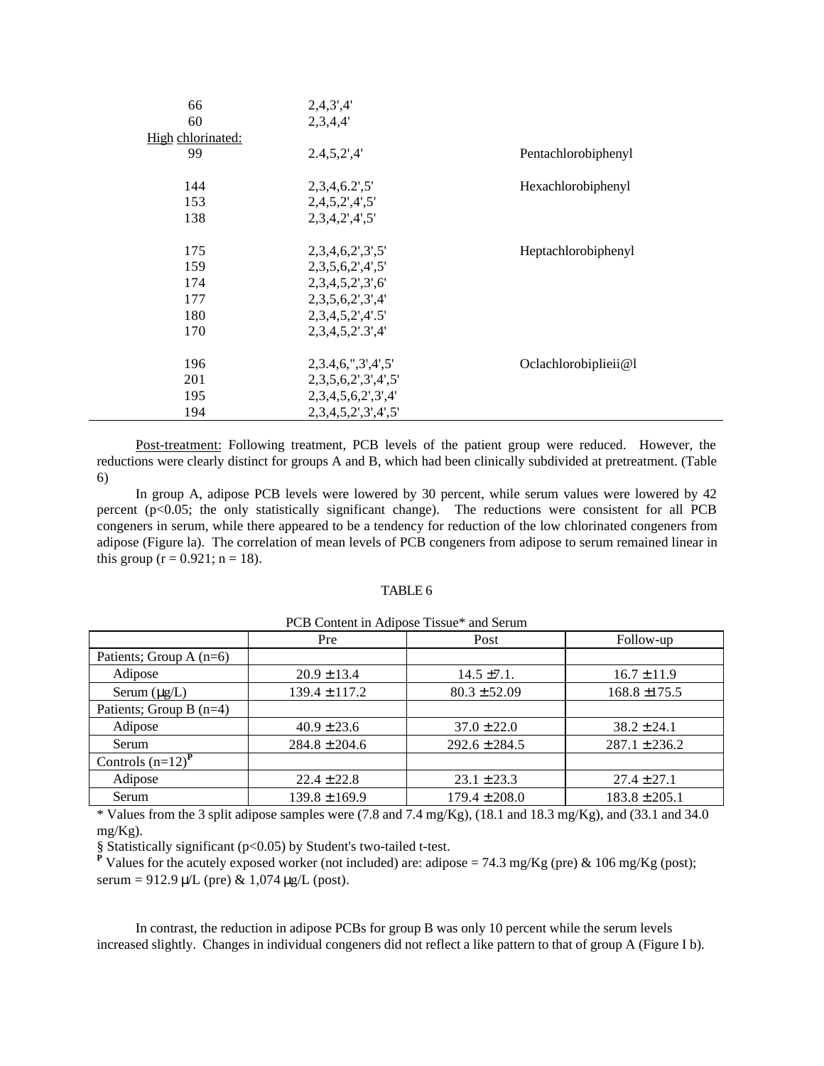| | | |
|---|---|---|
| 66 | 2,4,3',4' | |
| 60 | 2,3,4,4' | |
| High chlorinated: | | |
| 99 | 2.4,5,2',4' | Pentachlorobiphenyl |
| 144 | 2,3,4,6.2',5' | Hexachlorobiphenyl |
| 153 | 2,4,5,2',4',5' | |
| 138 | 2,3,4,2',4',5' | |
| 175 | 2,3,4,6,2',3',5' | Heptachlorobiphenyl |
| 159 | 2,3,5,6,2',4',5' | |
| 174 | 2,3,4,5,2',3',6' | |
| 177 | 2,3,5,6,2',3',4' | |
| 180 | 2,3,4,5,2',4'.5' | |
| 170 | 2,3,4,5,2'.3',4' | |
| 196 | 2,3.4,6,",3',4',5' | Oclachlorobiplieii@l |
| 201 | 2,3,5,6,2',3',4',5' | |
| 195 | 2,3,4,5,6,2',3',4' | |
| 194 | 2,3,4,5,2',3',4',5' | |

Post-treatment: Following treatment, PCB levels of the patient group were reduced. However, the reductions were clearly distinct for groups A and B, which had been clinically subdivided at pretreatment. (Table 6)

In group A, adipose PCB levels were lowered by 30 percent, while serum values were lowered by 42 percent ($p<0.05$; the only statistically significant change). The reductions were consistent for all PCB congeners in serum, while there appeared to be a tendency for reduction of the low chlorinated congeners from adipose (Figure la). The correlation of mean levels of PCB congeners from adipose to serum remained linear in this group ($r = 0.921$; $n = 18$).

TABLE 6

PCB Content in Adipose Tissue* and Serum

| | Pre | Post | Follow-up |
|---|---|---|---|
| Patients; Group A (n=6) | | | |
| Adipose | 20.9 ± 13.4 | 14.5 ±7.1. | 16.7 ± 11.9 |
| Serum (μg/L) | 139.4 ± 117.2 | 80.3 ± 52.09 | 168.8 ± 175.5 |
| Patients; Group B (n=4) | | | |
| Adipose | 40.9 ± 23.6 | 37.0 ± 22.0 | 38.2 ± 24.1 |
| Serum | 284.8 ± 204.6 | 292.6 ± 284.5 | 287.1 ± 236.2 |
| Controls (n=12)[P] | | | |
| Adipose | 22.4 ± 22.8 | 23.1 ± 23.3 | 27.4 ± 27.1 |
| Serum | 139.8 ± 169.9 | 179.4 ± 208.0 | 183.8 ± 205.1 |

* Values from the 3 split adipose samples were (7.8 and 7.4 mg/Kg), (18.1 and 18.3 mg/Kg), and (33.1 and 34.0 mg/Kg).

§ Statistically significant ($p<0.05$) by Student's two-tailed t-test.

[P] Values for the acutely exposed worker (not included) are: adipose = 74.3 mg/Kg (pre) & 106 mg/Kg (post); serum = 912.9 μ/L (pre) & 1,074 μg/L (post).

In contrast, the reduction in adipose PCBs for group B was only 10 percent while the serum levels increased slightly. Changes in individual congeners did not reflect a like pattern to that of group A (Figure I b).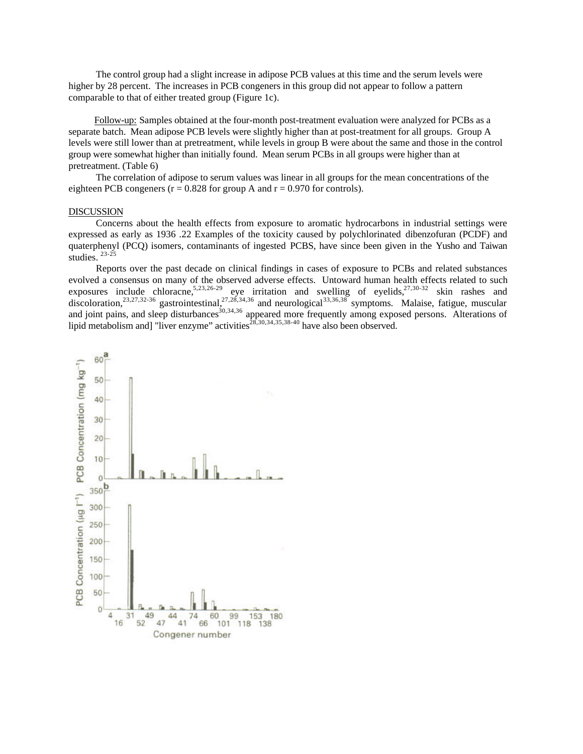The control group had a slight increase in adipose PCB values at this time and the serum levels were higher by 28 percent. The increases in PCB congeners in this group did not appear to follow a pattern comparable to that of either treated group (Figure 1c).

Follow-up: Samples obtained at the four-month post-treatment evaluation were analyzed for PCBs as a separate batch. Mean adipose PCB levels were slightly higher than at post-treatment for all groups. Group A levels were still lower than at pretreatment, while levels in group B were about the same and those in the control group were somewhat higher than initially found. Mean serum PCBs in all groups were higher than at pretreatment. (Table 6)

The correlation of adipose to serum values was linear in all groups for the mean concentrations of the eighteen PCB congeners (r = 0.828 for group A and r = 0.970 for controls).

## DISCUSSION

Concerns about the health effects from exposure to aromatic hydrocarbons in industrial settings were expressed as early as 1936 .22 Examples of the toxicity caused by polychlorinated dibenzofuran (PCDF) and quaterphenyl (PCQ) isomers, contaminants of ingested PCBS, have since been given in the Yusho and Taiwan studies.[23-25]

Reports over the past decade on clinical findings in cases of exposure to PCBs and related substances evolved a consensus on many of the observed adverse effects. Untoward human health effects related to such exposures include chloracne,[5,23,26-29] eye irritation and swelling of eyelids,[27,30-32] skin rashes and discoloration,[23,27,32-36] gastrointestinal,[27,28,34,36] and neurological[33,36,38] symptoms. Malaise, fatigue, muscular and joint pains, and sleep disturbances[30,34,36] appeared more frequently among exposed persons. Alterations of lipid metabolism and] "liver enzyme" activities[28,30,34,35,38-40] have also been observed.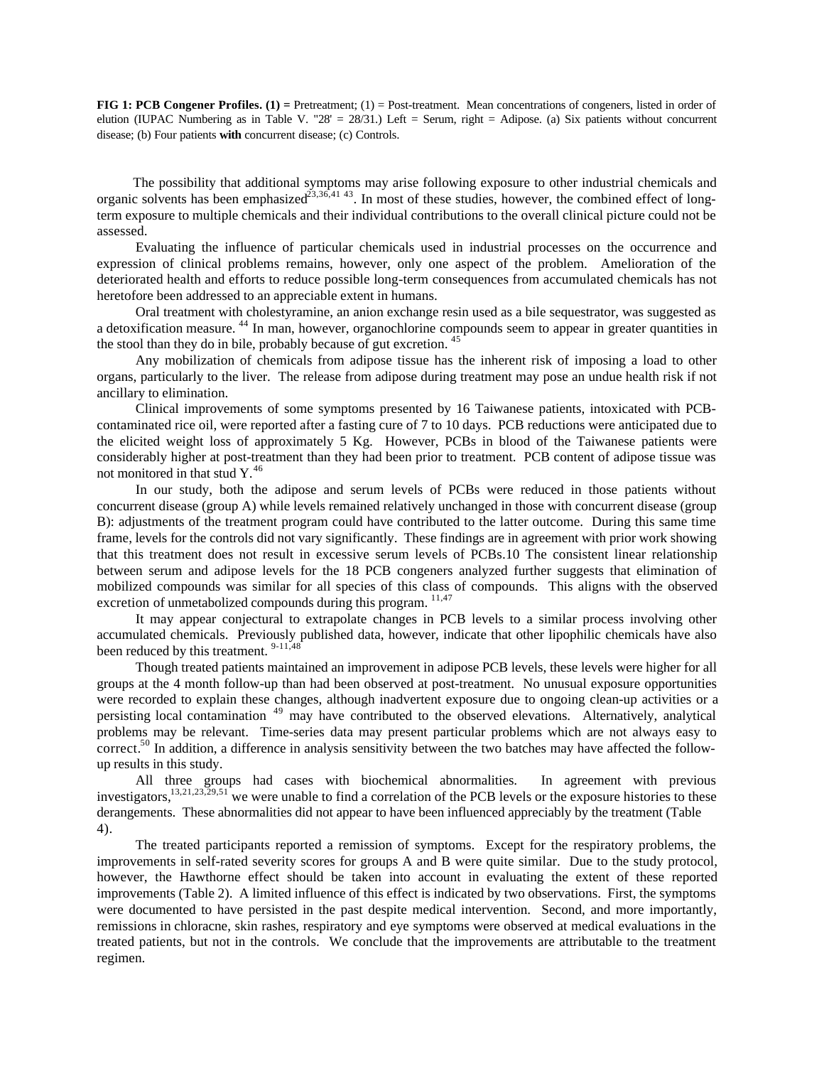**FIG 1: PCB Congener Profiles. (1) =** Pretreatment; (1) = Post-treatment. Mean concentrations of congeners, listed in order of elution (IUPAC Numbering as in Table V. "28' = 28/31.) Left = Serum, right = Adipose. (a) Six patients without concurrent disease; (b) Four patients **with** concurrent disease; (c) Controls.

The possibility that additional symptoms may arise following exposure to other industrial chemicals and organic solvents has been emphasized[23,36,41 43]. In most of these studies, however, the combined effect of long-term exposure to multiple chemicals and their individual contributions to the overall clinical picture could not be assessed.

Evaluating the influence of particular chemicals used in industrial processes on the occurrence and expression of clinical problems remains, however, only one aspect of the problem. Amelioration of the deteriorated health and efforts to reduce possible long-term consequences from accumulated chemicals has not heretofore been addressed to an appreciable extent in humans.

Oral treatment with cholestyramine, an anion exchange resin used as a bile sequestrator, was suggested as a detoxification measure. [44] In man, however, organochlorine compounds seem to appear in greater quantities in the stool than they do in bile, probably because of gut excretion. [45]

Any mobilization of chemicals from adipose tissue has the inherent risk of imposing a load to other organs, particularly to the liver. The release from adipose during treatment may pose an undue health risk if not ancillary to elimination.

Clinical improvements of some symptoms presented by 16 Taiwanese patients, intoxicated with PCB-contaminated rice oil, were reported after a fasting cure of 7 to 10 days. PCB reductions were anticipated due to the elicited weight loss of approximately 5 Kg. However, PCBs in blood of the Taiwanese patients were considerably higher at post-treatment than they had been prior to treatment. PCB content of adipose tissue was not monitored in that stud Y.[46]

In our study, both the adipose and serum levels of PCBs were reduced in those patients without concurrent disease (group A) while levels remained relatively unchanged in those with concurrent disease (group B): adjustments of the treatment program could have contributed to the latter outcome. During this same time frame, levels for the controls did not vary significantly. These findings are in agreement with prior work showing that this treatment does not result in excessive serum levels of PCBs.10 The consistent linear relationship between serum and adipose levels for the 18 PCB congeners analyzed further suggests that elimination of mobilized compounds was similar for all species of this class of compounds. This aligns with the observed excretion of unmetabolized compounds during this program. [11,47]

It may appear conjectural to extrapolate changes in PCB levels to a similar process involving other accumulated chemicals. Previously published data, however, indicate that other lipophilic chemicals have also been reduced by this treatment. [9-11,48]

Though treated patients maintained an improvement in adipose PCB levels, these levels were higher for all groups at the 4 month follow-up than had been observed at post-treatment. No unusual exposure opportunities were recorded to explain these changes, although inadvertent exposure due to ongoing clean-up activities or a persisting local contamination [49] may have contributed to the observed elevations. Alternatively, analytical problems may be relevant. Time-series data may present particular problems which are not always easy to correct.[50] In addition, a difference in analysis sensitivity between the two batches may have affected the follow-up results in this study.

All three groups had cases with biochemical abnormalities. In agreement with previous investigators,[13,21,23,29,51] we were unable to find a correlation of the PCB levels or the exposure histories to these derangements. These abnormalities did not appear to have been influenced appreciably by the treatment (Table 4).

The treated participants reported a remission of symptoms. Except for the respiratory problems, the improvements in self-rated severity scores for groups A and B were quite similar. Due to the study protocol, however, the Hawthorne effect should be taken into account in evaluating the extent of these reported improvements (Table 2). A limited influence of this effect is indicated by two observations. First, the symptoms were documented to have persisted in the past despite medical intervention. Second, and more importantly, remissions in chloracne, skin rashes, respiratory and eye symptoms were observed at medical evaluations in the treated patients, but not in the controls. We conclude that the improvements are attributable to the treatment regimen.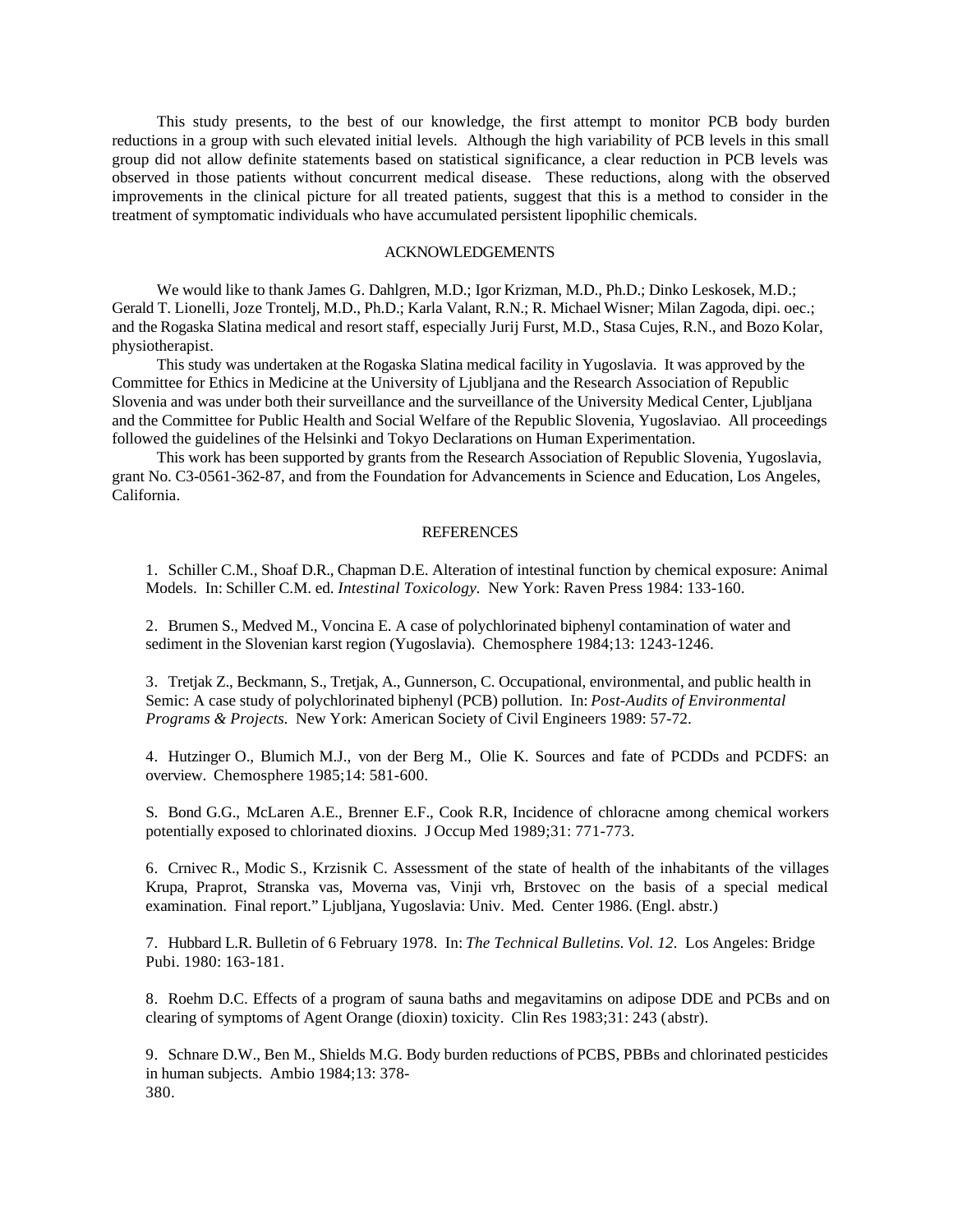This study presents, to the best of our knowledge, the first attempt to monitor PCB body burden reductions in a group with such elevated initial levels. Although the high variability of PCB levels in this small group did not allow definite statements based on statistical significance, a clear reduction in PCB levels was observed in those patients without concurrent medical disease. These reductions, along with the observed improvements in the clinical picture for all treated patients, suggest that this is a method to consider in the treatment of symptomatic individuals who have accumulated persistent lipophilic chemicals.

## ACKNOWLEDGEMENTS

We would like to thank James G. Dahlgren, M.D.; Igor Krizman, M.D., Ph.D.; Dinko Leskosek, M.D.; Gerald T. Lionelli, Joze Trontelj, M.D., Ph.D.; Karla Valant, R.N.; R. Michael Wisner; Milan Zagoda, dipi. oec.; and the Rogaska Slatina medical and resort staff, especially Jurij Furst, M.D., Stasa Cujes, R.N., and Bozo Kolar, physiotherapist.

This study was undertaken at the Rogaska Slatina medical facility in Yugoslavia. It was approved by the Committee for Ethics in Medicine at the University of Ljubljana and the Research Association of Republic Slovenia and was under both their surveillance and the surveillance of the University Medical Center, Ljubljana and the Committee for Public Health and Social Welfare of the Republic Slovenia, Yugoslaviao. All proceedings followed the guidelines of the Helsinki and Tokyo Declarations on Human Experimentation.

This work has been supported by grants from the Research Association of Republic Slovenia, Yugoslavia, grant No. C3-0561-362-87, and from the Foundation for Advancements in Science and Education, Los Angeles, California.

## REFERENCES

1. Schiller C.M., Shoaf D.R., Chapman D.E. Alteration of intestinal function by chemical exposure: Animal Models. In: Schiller C.M. ed. *Intestinal Toxicology*. New York: Raven Press 1984: 133-160.

2. Brumen S., Medved M., Voncina E. A case of polychlorinated biphenyl contamination of water and sediment in the Slovenian karst region (Yugoslavia). Chemosphere 1984;13: 1243-1246.

3. Tretjak Z., Beckmann, S., Tretjak, A., Gunnerson, C. Occupational, environmental, and public health in Semic: A case study of polychlorinated biphenyl (PCB) pollution. In: *Post-Audits of Environmental Programs & Projects.* New York: American Society of Civil Engineers 1989: 57-72.

4. Hutzinger O., Blumich M.J., von der Berg M., Olie K. Sources and fate of PCDDs and PCDFS: an overview. Chemosphere 1985;14: 581-600.

S. Bond G.G., McLaren A.E., Brenner E.F., Cook R.R, Incidence of chloracne among chemical workers potentially exposed to chlorinated dioxins. J Occup Med 1989;31: 771-773.

6. Crnivec R., Modic S., Krzisnik C. Assessment of the state of health of the inhabitants of the villages Krupa, Praprot, Stranska vas, Moverna vas, Vinji vrh, Brstovec on the basis of a special medical examination. Final report." Ljubljana, Yugoslavia: Univ. Med. Center 1986. (Engl. abstr.)

7. Hubbard L.R. Bulletin of 6 February 1978. In: *The Technical Bulletins. Vol. 12.* Los Angeles: Bridge Pubi. 1980: 163-181.

8. Roehm D.C. Effects of a program of sauna baths and megavitamins on adipose DDE and PCBs and on clearing of symptoms of Agent Orange (dioxin) toxicity. Clin Res 1983;31: 243 (abstr).

9. Schnare D.W., Ben M., Shields M.G. Body burden reductions of PCBS, PBBs and chlorinated pesticides in human subjects. Ambio 1984;13: 378-380.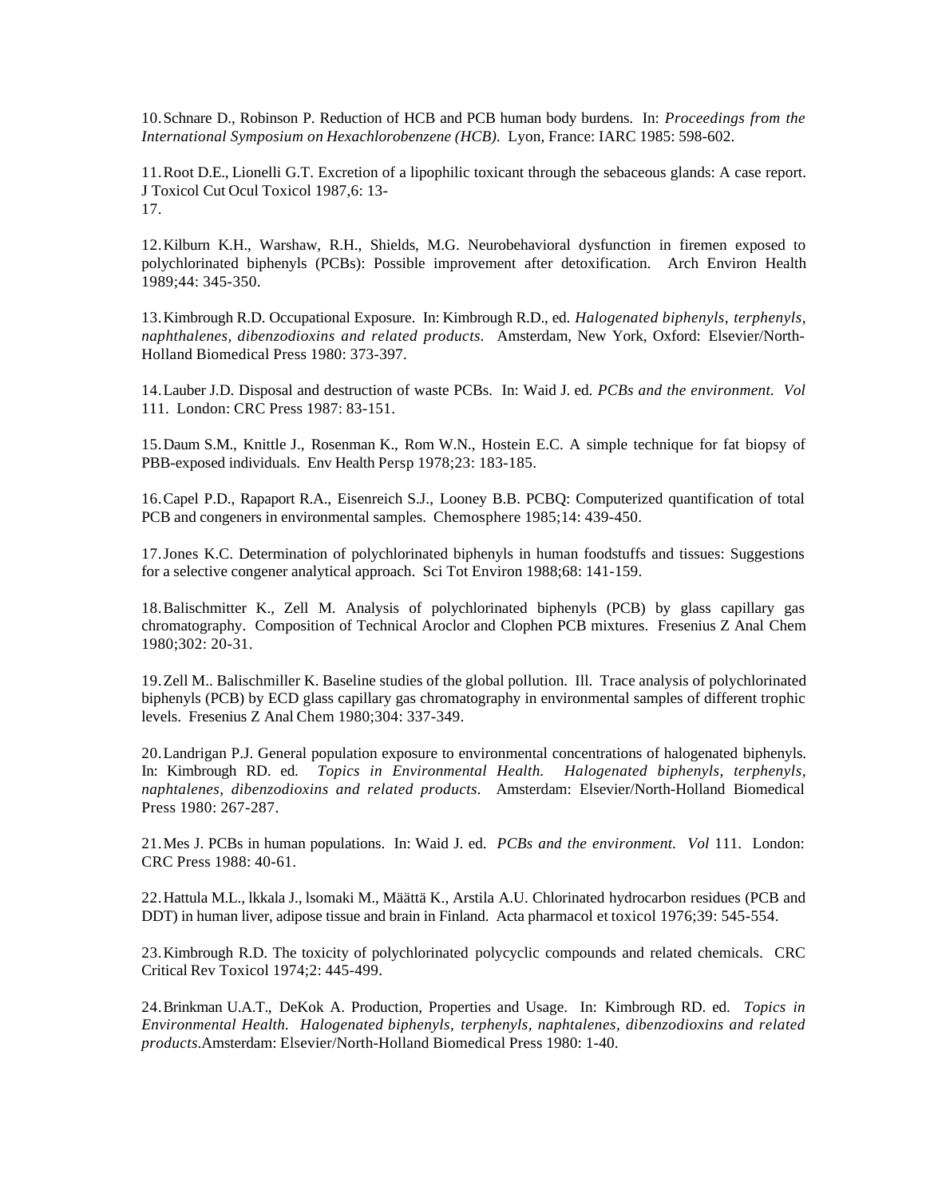10. Schnare D., Robinson P. Reduction of HCB and PCB human body burdens. In: *Proceedings from the International Symposium on Hexachlorobenzene (HCB).* Lyon, France: IARC 1985: 598-602.

11. Root D.E., Lionelli G.T. Excretion of a lipophilic toxicant through the sebaceous glands: A case report. J Toxicol Cut Ocul Toxicol 1987,6: 13-17.

12. Kilburn K.H., Warshaw, R.H., Shields, M.G. Neurobehavioral dysfunction in firemen exposed to polychlorinated biphenyls (PCBs): Possible improvement after detoxification. Arch Environ Health 1989;44: 345-350.

13. Kimbrough R.D. Occupational Exposure. In: Kimbrough R.D., ed. *Halogenated biphenyls, terphenyls, naphthalenes, dibenzodioxins and related products.* Amsterdam, New York, Oxford: Elsevier/North-Holland Biomedical Press 1980: 373-397.

14. Lauber J.D. Disposal and destruction of waste PCBs. In: Waid J. ed. *PCBs and the environment. Vol* 111. London: CRC Press 1987: 83-151.

15. Daum S.M., Knittle J., Rosenman K., Rom W.N., Hostein E.C. A simple technique for fat biopsy of PBB-exposed individuals. Env Health Persp 1978;23: 183-185.

16. Capel P.D., Rapaport R.A., Eisenreich S.J., Looney B.B. PCBQ: Computerized quantification of total PCB and congeners in environmental samples. Chemosphere 1985;14: 439-450.

17. Jones K.C. Determination of polychlorinated biphenyls in human foodstuffs and tissues: Suggestions for a selective congener analytical approach. Sci Tot Environ 1988;68: 141-159.

18. Balischmitter K., Zell M. Analysis of polychlorinated biphenyls (PCB) by glass capillary gas chromatography. Composition of Technical Aroclor and Clophen PCB mixtures. Fresenius Z Anal Chem 1980;302: 20-31.

19. Zell M.. Balischmiller K. Baseline studies of the global pollution. Ill. Trace analysis of polychlorinated biphenyls (PCB) by ECD glass capillary gas chromatography in environmental samples of different trophic levels. Fresenius Z Anal Chem 1980;304: 337-349.

20. Landrigan P.J. General population exposure to environmental concentrations of halogenated biphenyls. In: Kimbrough RD. ed. *Topics in Environmental Health. Halogenated biphenyls, terphenyls, naphtalenes, dibenzodioxins and related products.* Amsterdam: Elsevier/North-Holland Biomedical Press 1980: 267-287.

21. Mes J. PCBs in human populations. In: Waid J. ed. *PCBs and the environment. Vol* 111. London: CRC Press 1988: 40-61.

22. Hattula M.L., lkkala J., lsomaki M., Määttä K., Arstila A.U. Chlorinated hydrocarbon residues (PCB and DDT) in human liver, adipose tissue and brain in Finland. Acta pharmacol et toxicol 1976;39: 545-554.

23. Kimbrough R.D. The toxicity of polychlorinated polycyclic compounds and related chemicals. CRC Critical Rev Toxicol 1974;2: 445-499.

24. Brinkman U.A.T., DeKok A. Production, Properties and Usage. In: Kimbrough RD. ed. *Topics in Environmental Health. Halogenated biphenyls, terphenyls, naphtalenes, dibenzodioxins and related products.*Amsterdam: Elsevier/North-Holland Biomedical Press 1980: 1-40.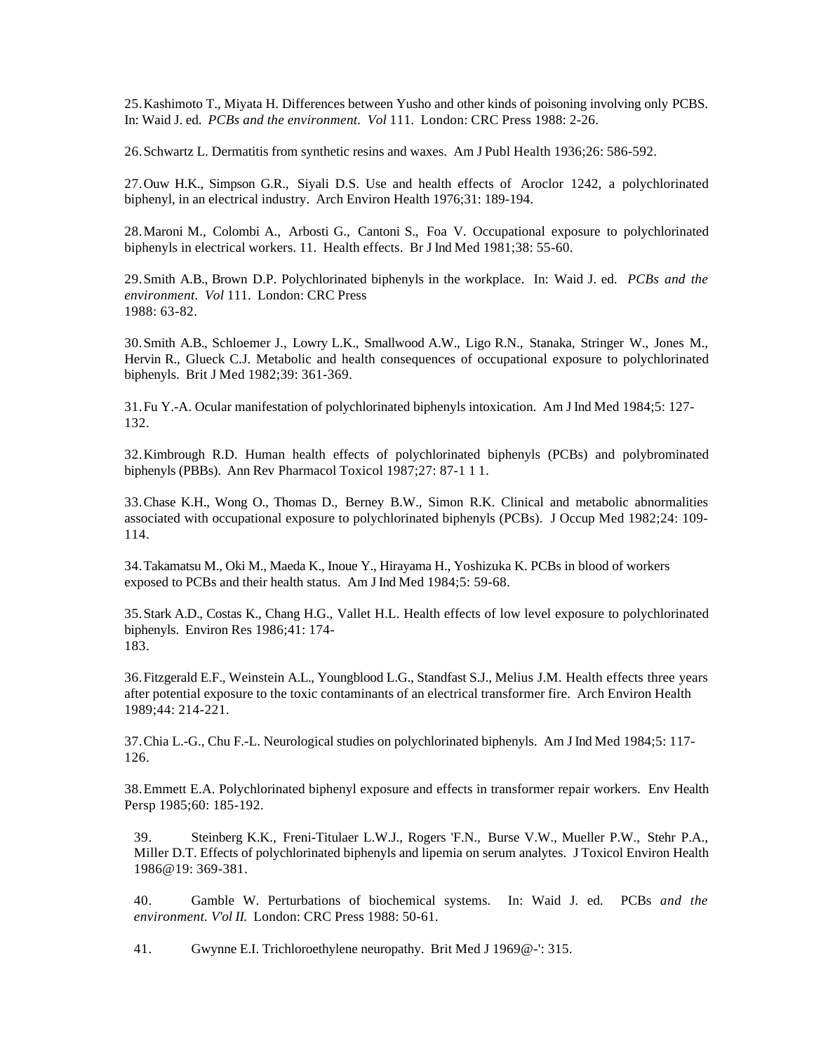25. Kashimoto T., Miyata H. Differences between Yusho and other kinds of poisoning involving only PCBS. In: Waid J. ed. *PCBs and the environment. Vol* 111. London: CRC Press 1988: 2-26.

26. Schwartz L. Dermatitis from synthetic resins and waxes. Am J Publ Health 1936;26: 586-592.

27. Ouw H.K., Simpson G.R., Siyali D.S. Use and health effects of Aroclor 1242, a polychlorinated biphenyl, in an electrical industry. Arch Environ Health 1976;31: 189-194.

28. Maroni M., Colombi A., Arbosti G., Cantoni S., Foa V. Occupational exposure to polychlorinated biphenyls in electrical workers. 11. Health effects. Br J Ind Med 1981;38: 55-60.

29. Smith A.B., Brown D.P. Polychlorinated biphenyls in the workplace. In: Waid J. ed. *PCBs and the environment. Vol* 111. London: CRC Press 1988: 63-82.

30. Smith A.B., Schloemer J., Lowry L.K., Smallwood A.W., Ligo R.N., Stanaka, Stringer W., Jones M., Hervin R., Glueck C.J. Metabolic and health consequences of occupational exposure to polychlorinated biphenyls. Brit J Med 1982;39: 361-369.

31. Fu Y.-A. Ocular manifestation of polychlorinated biphenyls intoxication. Am J Ind Med 1984;5: 127-132.

32. Kimbrough R.D. Human health effects of polychlorinated biphenyls (PCBs) and polybrominated biphenyls (PBBs). Ann Rev Pharmacol Toxicol 1987;27: 87-1 1 1.

33. Chase K.H., Wong O., Thomas D., Berney B.W., Simon R.K. Clinical and metabolic abnormalities associated with occupational exposure to polychlorinated biphenyls (PCBs). J Occup Med 1982;24: 109-114.

34. Takamatsu M., Oki M., Maeda K., Inoue Y., Hirayama H., Yoshizuka K. PCBs in blood of workers exposed to PCBs and their health status. Am J Ind Med 1984;5: 59-68.

35. Stark A.D., Costas K., Chang H.G., Vallet H.L. Health effects of low level exposure to polychlorinated biphenyls. Environ Res 1986;41: 174-183.

36. Fitzgerald E.F., Weinstein A.L., Youngblood L.G., Standfast S.J., Melius J.M. Health effects three years after potential exposure to the toxic contaminants of an electrical transformer fire. Arch Environ Health 1989;44: 214-221.

37. Chia L.-G., Chu F.-L. Neurological studies on polychlorinated biphenyls. Am J Ind Med 1984;5: 117-126.

38. Emmett E.A. Polychlorinated biphenyl exposure and effects in transformer repair workers. Env Health Persp 1985;60: 185-192.

39. Steinberg K.K., Freni-Titulaer L.W.J., Rogers 'F.N., Burse V.W., Mueller P.W., Stehr P.A., Miller D.T. Effects of polychlorinated biphenyls and lipemia on serum analytes. J Toxicol Environ Health 1986@19: 369-381.

40. Gamble W. Perturbations of biochemical systems. In: Waid J. ed. PCBs *and the environment. V'ol II.* London: CRC Press 1988: 50-61.

41. Gwynne E.I. Trichloroethylene neuropathy. Brit Med J 1969@-': 315.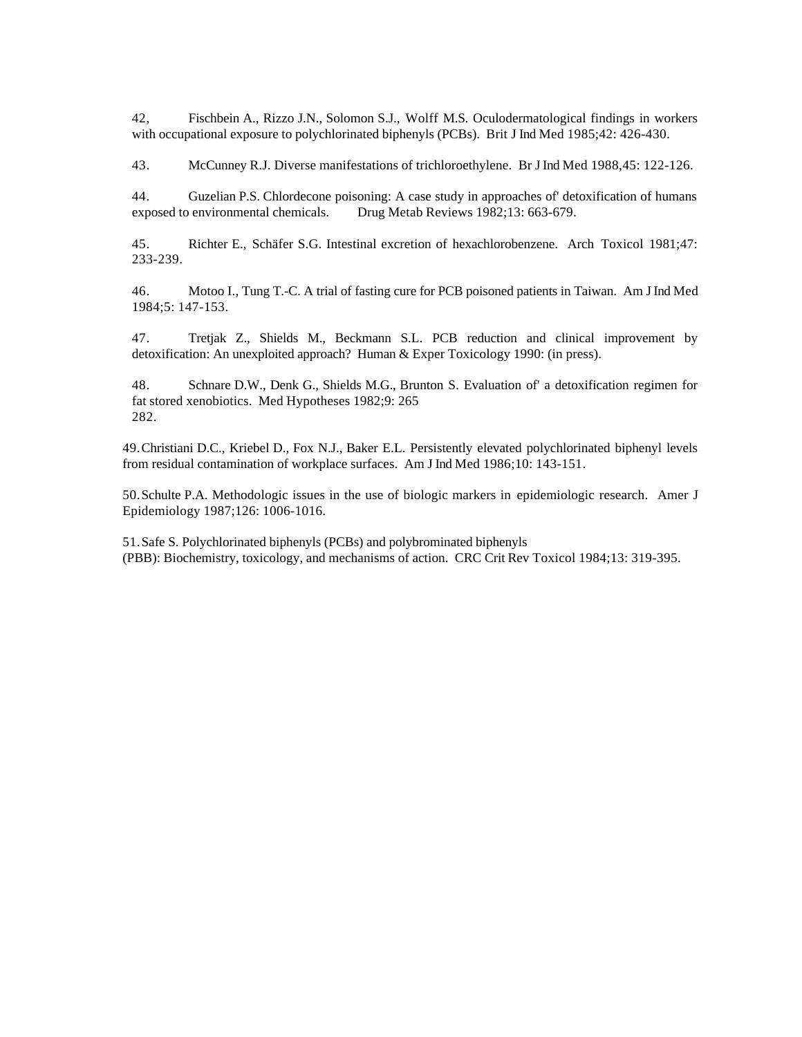42, Fischbein A., Rizzo J.N., Solomon S.J., Wolff M.S. Oculodermatological findings in workers with occupational exposure to polychlorinated biphenyls (PCBs). Brit J Ind Med 1985;42: 426-430.

43. McCunney R.J. Diverse manifestations of trichloroethylene. Br J Ind Med 1988,45: 122-126.

44. Guzelian P.S. Chlordecone poisoning: A case study in approaches of' detoxification of humans exposed to environmental chemicals. Drug Metab Reviews 1982;13: 663-679.

45. Richter E., Schäfer S.G. Intestinal excretion of hexachlorobenzene. Arch Toxicol 1981;47: 233-239.

46. Motoo I., Tung T.-C. A trial of fasting cure for PCB poisoned patients in Taiwan. Am J Ind Med 1984;5: 147-153.

47. Tretjak Z., Shields M., Beckmann S.L. PCB reduction and clinical improvement by detoxification: An unexploited approach? Human & Exper Toxicology 1990: (in press).

48. Schnare D.W., Denk G., Shields M.G., Brunton S. Evaluation of' a detoxification regimen for fat stored xenobiotics. Med Hypotheses 1982;9: 265
282.

49. Christiani D.C., Kriebel D., Fox N.J., Baker E.L. Persistently elevated polychlorinated biphenyl levels from residual contamination of workplace surfaces. Am J Ind Med 1986;10: 143-151.

50. Schulte P.A. Methodologic issues in the use of biologic markers in epidemiologic research. Amer J Epidemiology 1987;126: 1006-1016.

51. Safe S. Polychlorinated biphenyls (PCBs) and polybrominated biphenyls
(PBB): Biochemistry, toxicology, and mechanisms of action. CRC Crit Rev Toxicol 1984;13: 319-395.